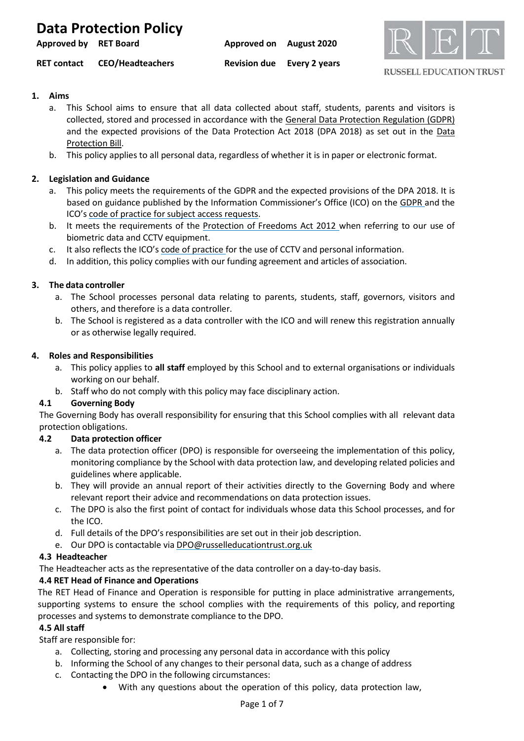# Data Protection Policy

| Approved by | RET Board | Approved on | August 2020 |
|---|---|---|---|
| RET contact | CEO/Headteachers | Revision due | Every 2 years |

RUSSELL EDUCATION TRUST

## 1. Aims

a. This School aims to ensure that all data collected about staff, students, parents and visitors is collected, stored and processed in accordance with the General Data Protection Regulation (GDPR) and the expected provisions of the Data Protection Act 2018 (DPA 2018) as set out in the Data Protection Bill.

b. This policy applies to all personal data, regardless of whether it is in paper or electronic format.

## 2. Legislation and Guidance

a. This policy meets the requirements of the GDPR and the expected provisions of the DPA 2018. It is based on guidance published by the Information Commissioner's Office (ICO) on the GDPR and the ICO's code of practice for subject access requests.

b. It meets the requirements of the Protection of Freedoms Act 2012 when referring to our use of biometric data and CCTV equipment.

c. It also reflects the ICO's code of practice for the use of CCTV and personal information.

d. In addition, this policy complies with our funding agreement and articles of association.

## 3. The data controller

a. The School processes personal data relating to parents, students, staff, governors, visitors and others, and therefore is a data controller.

b. The School is registered as a data controller with the ICO and will renew this registration annually or as otherwise legally required.

## 4. Roles and Responsibilities

a. This policy applies to **all staff** employed by this School and to external organisations or individuals working on our behalf.

b. Staff who do not comply with this policy may face disciplinary action.

### 4.1 Governing Body

The Governing Body has overall responsibility for ensuring that this School complies with all relevant data protection obligations.

### 4.2 Data protection officer

a. The data protection officer (DPO) is responsible for overseeing the implementation of this policy, monitoring compliance by the School with data protection law, and developing related policies and guidelines where applicable.

b. They will provide an annual report of their activities directly to the Governing Body and where relevant report their advice and recommendations on data protection issues.

c. The DPO is also the first point of contact for individuals whose data this School processes, and for the ICO.

d. Full details of the DPO's responsibilities are set out in their job description.

e. Our DPO is contactable via DPO@russelleducationtrust.org.uk

### 4.3 Headteacher

The Headteacher acts as the representative of the data controller on a day-to-day basis.

### 4.4 RET Head of Finance and Operations

The RET Head of Finance and Operation is responsible for putting in place administrative arrangements, supporting systems to ensure the school complies with the requirements of this policy, and reporting processes and systems to demonstrate compliance to the DPO.

### 4.5 All staff

Staff are responsible for:

a. Collecting, storing and processing any personal data in accordance with this policy

b. Informing the School of any changes to their personal data, such as a change of address

c. Contacting the DPO in the following circumstances:
   - With any questions about the operation of this policy, data protection law,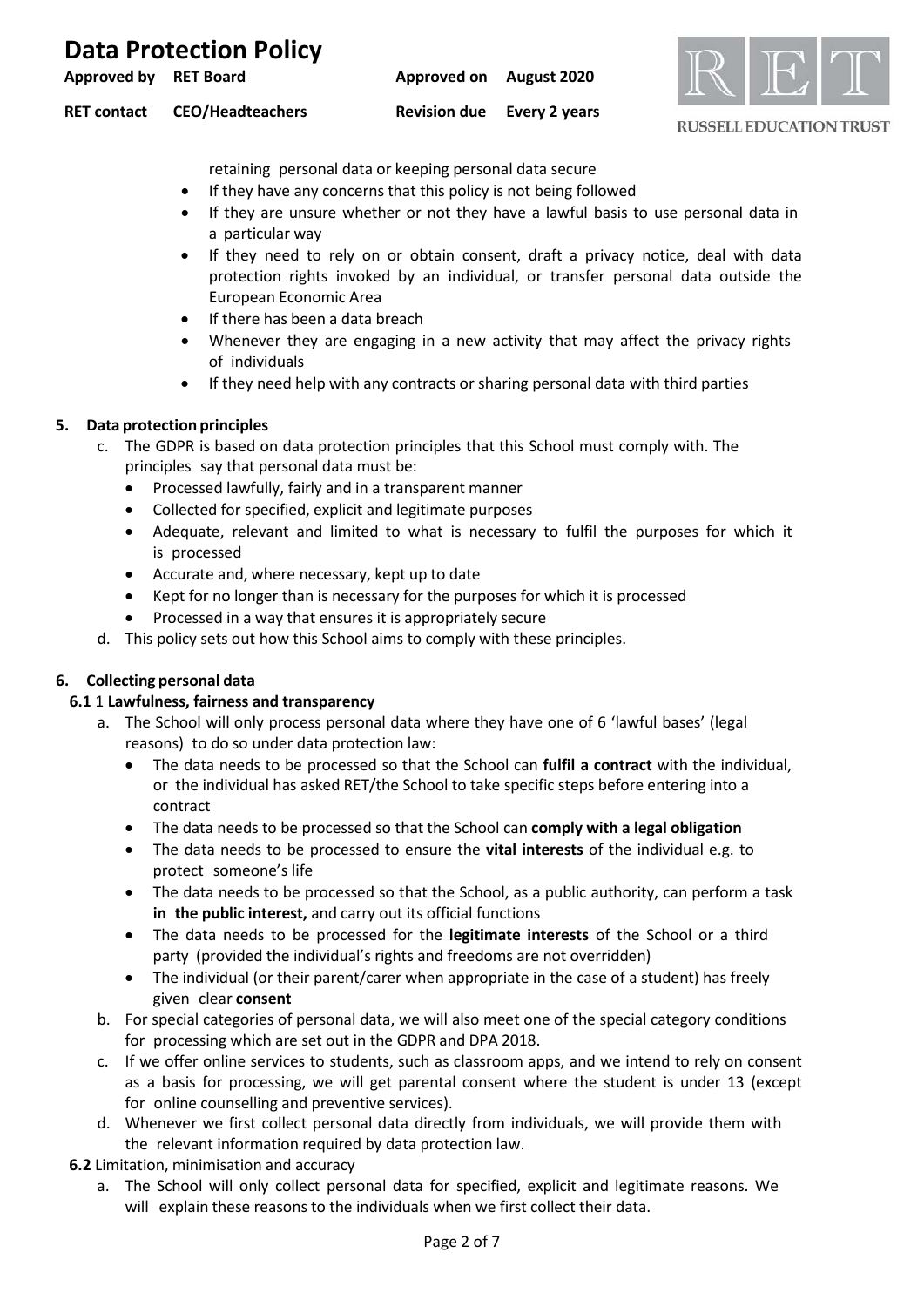retaining personal data or keeping personal data secure

- If they have any concerns that this policy is not being followed
- If they are unsure whether or not they have a lawful basis to use personal data in a particular way
- If they need to rely on or obtain consent, draft a privacy notice, deal with data protection rights invoked by an individual, or transfer personal data outside the European Economic Area
- If there has been a data breach
- Whenever they are engaging in a new activity that may affect the privacy rights of individuals
- If they need help with any contracts or sharing personal data with third parties

## 5. Data protection principles

c. The GDPR is based on data protection principles that this School must comply with. The principles say that personal data must be:

- Processed lawfully, fairly and in a transparent manner
- Collected for specified, explicit and legitimate purposes
- Adequate, relevant and limited to what is necessary to fulfil the purposes for which it is processed
- Accurate and, where necessary, kept up to date
- Kept for no longer than is necessary for the purposes for which it is processed
- Processed in a way that ensures it is appropriately secure

d. This policy sets out how this School aims to comply with these principles.

## 6. Collecting personal data

### 6.1 1 Lawfulness, fairness and transparency

a. The School will only process personal data where they have one of 6 'lawful bases' (legal reasons) to do so under data protection law:

- The data needs to be processed so that the School can **fulfil a contract** with the individual, or the individual has asked RET/the School to take specific steps before entering into a contract
- The data needs to be processed so that the School can **comply with a legal obligation**
- The data needs to be processed to ensure the **vital interests** of the individual e.g. to protect someone's life
- The data needs to be processed so that the School, as a public authority, can perform a task **in the public interest,** and carry out its official functions
- The data needs to be processed for the **legitimate interests** of the School or a third party (provided the individual's rights and freedoms are not overridden)
- The individual (or their parent/carer when appropriate in the case of a student) has freely given clear **consent**

b. For special categories of personal data, we will also meet one of the special category conditions for processing which are set out in the GDPR and DPA 2018.

c. If we offer online services to students, such as classroom apps, and we intend to rely on consent as a basis for processing, we will get parental consent where the student is under 13 (except for online counselling and preventive services).

d. Whenever we first collect personal data directly from individuals, we will provide them with the relevant information required by data protection law.

### 6.2 Limitation, minimisation and accuracy

a. The School will only collect personal data for specified, explicit and legitimate reasons. We will explain these reasons to the individuals when we first collect their data.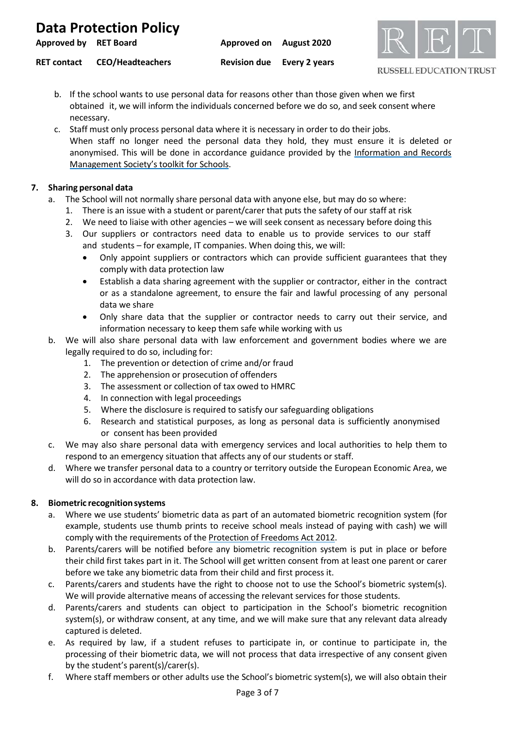b. If the school wants to use personal data for reasons other than those given when we first obtained it, we will inform the individuals concerned before we do so, and seek consent where necessary.

c. Staff must only process personal data where it is necessary in order to do their jobs. When staff no longer need the personal data they hold, they must ensure it is deleted or anonymised. This will be done in accordance guidance provided by the Information and Records Management Society's toolkit for Schools.

## 7. Sharing personal data

a. The School will not normally share personal data with anyone else, but may do so where:
   1. There is an issue with a student or parent/carer that puts the safety of our staff at risk
   2. We need to liaise with other agencies – we will seek consent as necessary before doing this
   3. Our suppliers or contractors need data to enable us to provide services to our staff and students – for example, IT companies. When doing this, we will:
      - Only appoint suppliers or contractors which can provide sufficient guarantees that they comply with data protection law
      - Establish a data sharing agreement with the supplier or contractor, either in the contract or as a standalone agreement, to ensure the fair and lawful processing of any personal data we share
      - Only share data that the supplier or contractor needs to carry out their service, and information necessary to keep them safe while working with us

b. We will also share personal data with law enforcement and government bodies where we are legally required to do so, including for:
   1. The prevention or detection of crime and/or fraud
   2. The apprehension or prosecution of offenders
   3. The assessment or collection of tax owed to HMRC
   4. In connection with legal proceedings
   5. Where the disclosure is required to satisfy our safeguarding obligations
   6. Research and statistical purposes, as long as personal data is sufficiently anonymised or consent has been provided

c. We may also share personal data with emergency services and local authorities to help them to respond to an emergency situation that affects any of our students or staff.

d. Where we transfer personal data to a country or territory outside the European Economic Area, we will do so in accordance with data protection law.

## 8. Biometric recognition systems

a. Where we use students' biometric data as part of an automated biometric recognition system (for example, students use thumb prints to receive school meals instead of paying with cash) we will comply with the requirements of the Protection of Freedoms Act 2012.

b. Parents/carers will be notified before any biometric recognition system is put in place or before their child first takes part in it. The School will get written consent from at least one parent or carer before we take any biometric data from their child and first process it.

c. Parents/carers and students have the right to choose not to use the School's biometric system(s). We will provide alternative means of accessing the relevant services for those students.

d. Parents/carers and students can object to participation in the School's biometric recognition system(s), or withdraw consent, at any time, and we will make sure that any relevant data already captured is deleted.

e. As required by law, if a student refuses to participate in, or continue to participate in, the processing of their biometric data, we will not process that data irrespective of any consent given by the student's parent(s)/carer(s).

f. Where staff members or other adults use the School's biometric system(s), we will also obtain their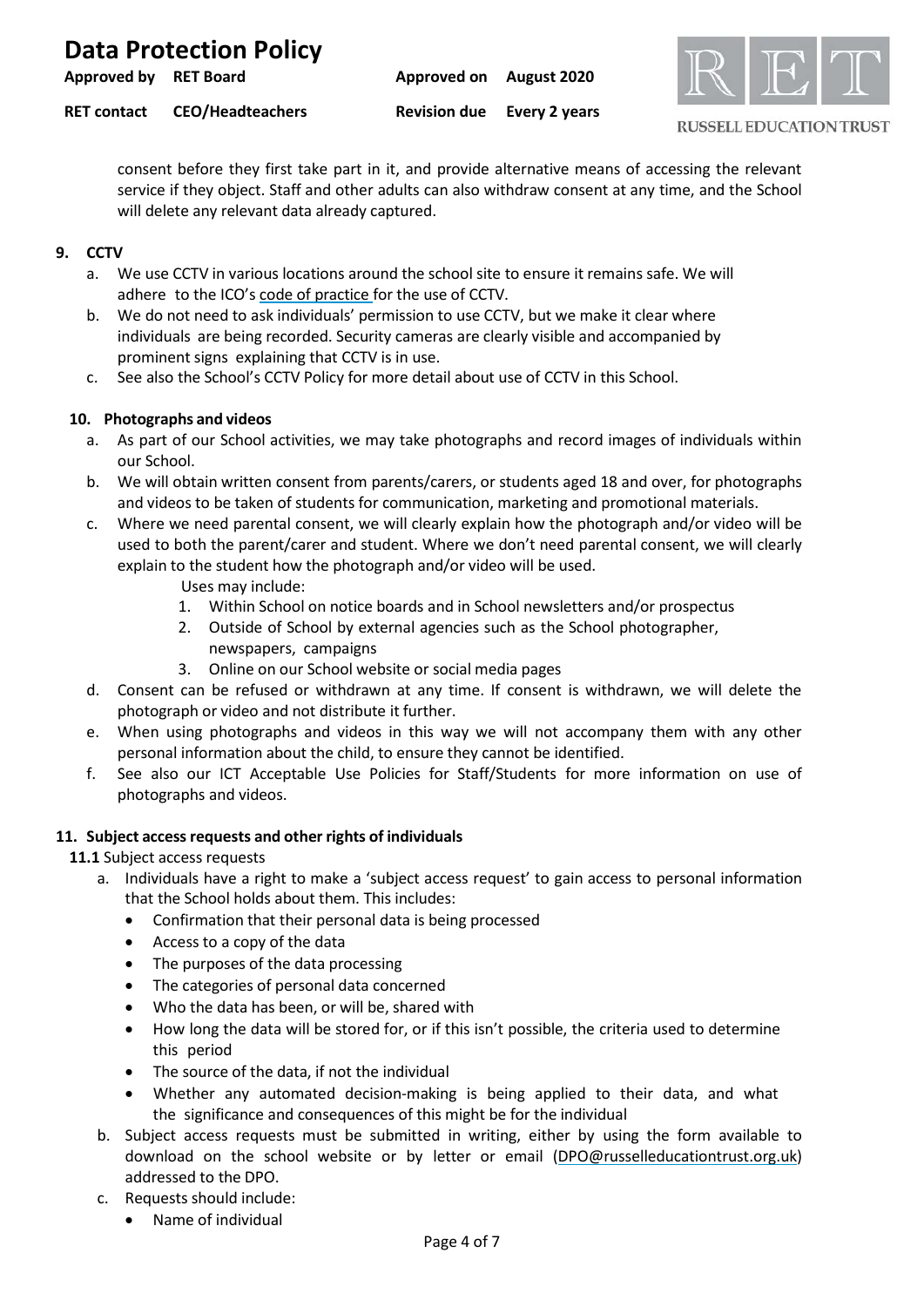consent before they first take part in it, and provide alternative means of accessing the relevant service if they object. Staff and other adults can also withdraw consent at any time, and the School will delete any relevant data already captured.

## 9. CCTV

a. We use CCTV in various locations around the school site to ensure it remains safe. We will adhere to the ICO's code of practice for the use of CCTV.
b. We do not need to ask individuals' permission to use CCTV, but we make it clear where individuals are being recorded. Security cameras are clearly visible and accompanied by prominent signs explaining that CCTV is in use.
c. See also the School's CCTV Policy for more detail about use of CCTV in this School.

## 10. Photographs and videos

a. As part of our School activities, we may take photographs and record images of individuals within our School.
b. We will obtain written consent from parents/carers, or students aged 18 and over, for photographs and videos to be taken of students for communication, marketing and promotional materials.
c. Where we need parental consent, we will clearly explain how the photograph and/or video will be used to both the parent/carer and student. Where we don't need parental consent, we will clearly explain to the student how the photograph and/or video will be used.

   Uses may include:
   1. Within School on notice boards and in School newsletters and/or prospectus
   2. Outside of School by external agencies such as the School photographer, newspapers, campaigns
   3. Online on our School website or social media pages

d. Consent can be refused or withdrawn at any time. If consent is withdrawn, we will delete the photograph or video and not distribute it further.
e. When using photographs and videos in this way we will not accompany them with any other personal information about the child, to ensure they cannot be identified.
f. See also our ICT Acceptable Use Policies for Staff/Students for more information on use of photographs and videos.

## 11. Subject access requests and other rights of individuals

**11.1** Subject access requests

a. Individuals have a right to make a 'subject access request' to gain access to personal information that the School holds about them. This includes:
   - Confirmation that their personal data is being processed
   - Access to a copy of the data
   - The purposes of the data processing
   - The categories of personal data concerned
   - Who the data has been, or will be, shared with
   - How long the data will be stored for, or if this isn't possible, the criteria used to determine this period
   - The source of the data, if not the individual
   - Whether any automated decision-making is being applied to their data, and what the significance and consequences of this might be for the individual
b. Subject access requests must be submitted in writing, either by using the form available to download on the school website or by letter or email (DPO@russelleducationtrust.org.uk) addressed to the DPO.
c. Requests should include:
   - Name of individual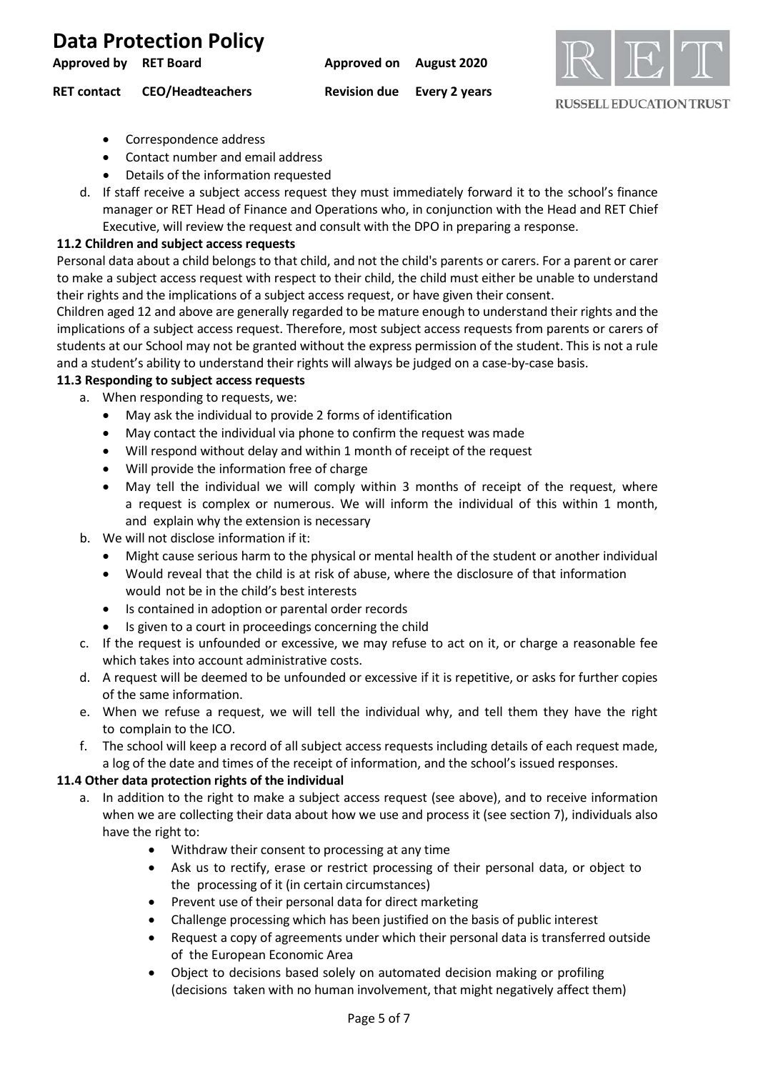- Correspondence address
- Contact number and email address
- Details of the information requested

d. If staff receive a subject access request they must immediately forward it to the school's finance manager or RET Head of Finance and Operations who, in conjunction with the Head and RET Chief Executive, will review the request and consult with the DPO in preparing a response.

**11.2 Children and subject access requests**

Personal data about a child belongs to that child, and not the child's parents or carers. For a parent or carer to make a subject access request with respect to their child, the child must either be unable to understand their rights and the implications of a subject access request, or have given their consent.

Children aged 12 and above are generally regarded to be mature enough to understand their rights and the implications of a subject access request. Therefore, most subject access requests from parents or carers of students at our School may not be granted without the express permission of the student. This is not a rule and a student's ability to understand their rights will always be judged on a case-by-case basis.

**11.3 Responding to subject access requests**

a. When responding to requests, we:
   - May ask the individual to provide 2 forms of identification
   - May contact the individual via phone to confirm the request was made
   - Will respond without delay and within 1 month of receipt of the request
   - Will provide the information free of charge
   - May tell the individual we will comply within 3 months of receipt of the request, where a request is complex or numerous. We will inform the individual of this within 1 month, and explain why the extension is necessary

b. We will not disclose information if it:
   - Might cause serious harm to the physical or mental health of the student or another individual
   - Would reveal that the child is at risk of abuse, where the disclosure of that information would not be in the child's best interests
   - Is contained in adoption or parental order records
   - Is given to a court in proceedings concerning the child

c. If the request is unfounded or excessive, we may refuse to act on it, or charge a reasonable fee which takes into account administrative costs.

d. A request will be deemed to be unfounded or excessive if it is repetitive, or asks for further copies of the same information.

e. When we refuse a request, we will tell the individual why, and tell them they have the right to complain to the ICO.

f. The school will keep a record of all subject access requests including details of each request made, a log of the date and times of the receipt of information, and the school's issued responses.

**11.4 Other data protection rights of the individual**

a. In addition to the right to make a subject access request (see above), and to receive information when we are collecting their data about how we use and process it (see section 7), individuals also have the right to:
   - Withdraw their consent to processing at any time
   - Ask us to rectify, erase or restrict processing of their personal data, or object to the processing of it (in certain circumstances)
   - Prevent use of their personal data for direct marketing
   - Challenge processing which has been justified on the basis of public interest
   - Request a copy of agreements under which their personal data is transferred outside of the European Economic Area
   - Object to decisions based solely on automated decision making or profiling (decisions taken with no human involvement, that might negatively affect them)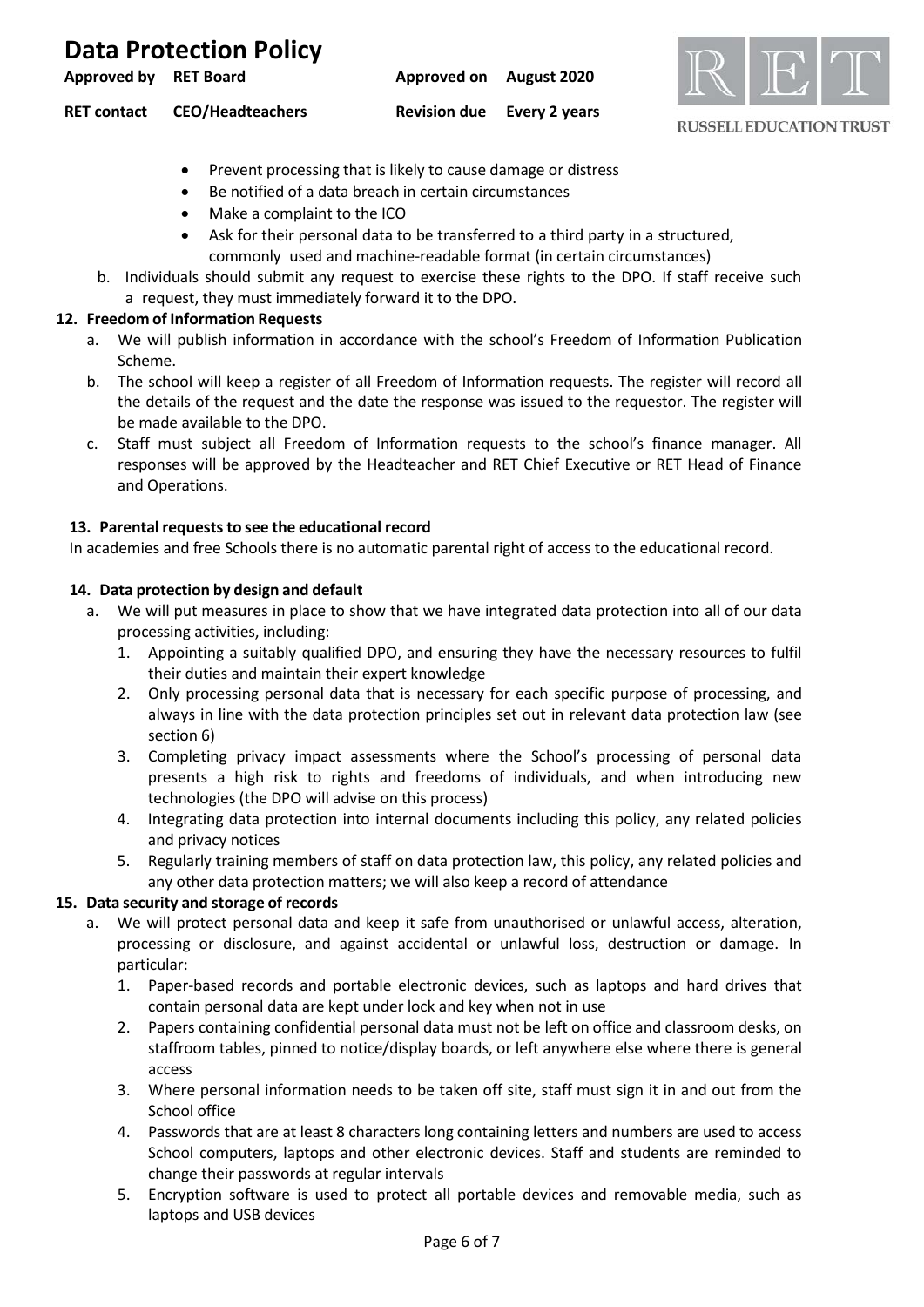- Prevent processing that is likely to cause damage or distress
- Be notified of a data breach in certain circumstances
- Make a complaint to the ICO
- Ask for their personal data to be transferred to a third party in a structured, commonly used and machine-readable format (in certain circumstances)

b. Individuals should submit any request to exercise these rights to the DPO. If staff receive such a request, they must immediately forward it to the DPO.

**12. Freedom of Information Requests**

a. We will publish information in accordance with the school's Freedom of Information Publication Scheme.

b. The school will keep a register of all Freedom of Information requests. The register will record all the details of the request and the date the response was issued to the requestor. The register will be made available to the DPO.

c. Staff must subject all Freedom of Information requests to the school's finance manager. All responses will be approved by the Headteacher and RET Chief Executive or RET Head of Finance and Operations.

**13. Parental requests to see the educational record**

In academies and free Schools there is no automatic parental right of access to the educational record.

**14. Data protection by design and default**

a. We will put measures in place to show that we have integrated data protection into all of our data processing activities, including:

1. Appointing a suitably qualified DPO, and ensuring they have the necessary resources to fulfil their duties and maintain their expert knowledge
2. Only processing personal data that is necessary for each specific purpose of processing, and always in line with the data protection principles set out in relevant data protection law (see section 6)
3. Completing privacy impact assessments where the School's processing of personal data presents a high risk to rights and freedoms of individuals, and when introducing new technologies (the DPO will advise on this process)
4. Integrating data protection into internal documents including this policy, any related policies and privacy notices
5. Regularly training members of staff on data protection law, this policy, any related policies and any other data protection matters; we will also keep a record of attendance

**15. Data security and storage of records**

a. We will protect personal data and keep it safe from unauthorised or unlawful access, alteration, processing or disclosure, and against accidental or unlawful loss, destruction or damage. In particular:

1. Paper-based records and portable electronic devices, such as laptops and hard drives that contain personal data are kept under lock and key when not in use
2. Papers containing confidential personal data must not be left on office and classroom desks, on staffroom tables, pinned to notice/display boards, or left anywhere else where there is general access
3. Where personal information needs to be taken off site, staff must sign it in and out from the School office
4. Passwords that are at least 8 characters long containing letters and numbers are used to access School computers, laptops and other electronic devices. Staff and students are reminded to change their passwords at regular intervals
5. Encryption software is used to protect all portable devices and removable media, such as laptops and USB devices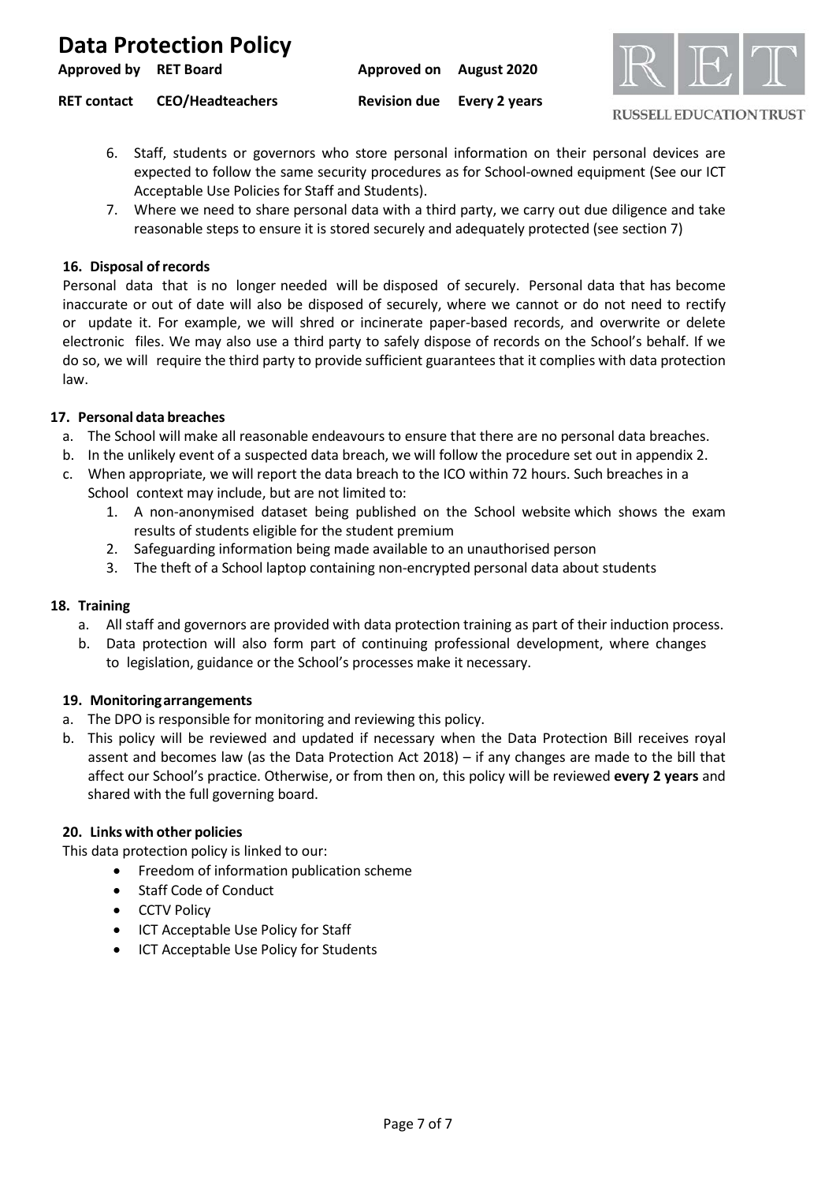6. Staff, students or governors who store personal information on their personal devices are expected to follow the same security procedures as for School-owned equipment (See our ICT Acceptable Use Policies for Staff and Students).
7. Where we need to share personal data with a third party, we carry out due diligence and take reasonable steps to ensure it is stored securely and adequately protected (see section 7)

## 16. Disposal of records

Personal data that is no longer needed will be disposed of securely. Personal data that has become inaccurate or out of date will also be disposed of securely, where we cannot or do not need to rectify or update it. For example, we will shred or incinerate paper-based records, and overwrite or delete electronic files. We may also use a third party to safely dispose of records on the School's behalf. If we do so, we will require the third party to provide sufficient guarantees that it complies with data protection law.

## 17. Personal data breaches

a. The School will make all reasonable endeavours to ensure that there are no personal data breaches.
b. In the unlikely event of a suspected data breach, we will follow the procedure set out in appendix 2.
c. When appropriate, we will report the data breach to the ICO within 72 hours. Such breaches in a School context may include, but are not limited to:
   1. A non-anonymised dataset being published on the School website which shows the exam results of students eligible for the student premium
   2. Safeguarding information being made available to an unauthorised person
   3. The theft of a School laptop containing non-encrypted personal data about students

## 18. Training

a. All staff and governors are provided with data protection training as part of their induction process.
b. Data protection will also form part of continuing professional development, where changes to legislation, guidance or the School's processes make it necessary.

## 19. Monitoring arrangements

a. The DPO is responsible for monitoring and reviewing this policy.
b. This policy will be reviewed and updated if necessary when the Data Protection Bill receives royal assent and becomes law (as the Data Protection Act 2018) – if any changes are made to the bill that affect our School's practice. Otherwise, or from then on, this policy will be reviewed **every 2 years** and shared with the full governing board.

## 20. Links with other policies

This data protection policy is linked to our:

- Freedom of information publication scheme
- Staff Code of Conduct
- CCTV Policy
- ICT Acceptable Use Policy for Staff
- ICT Acceptable Use Policy for Students